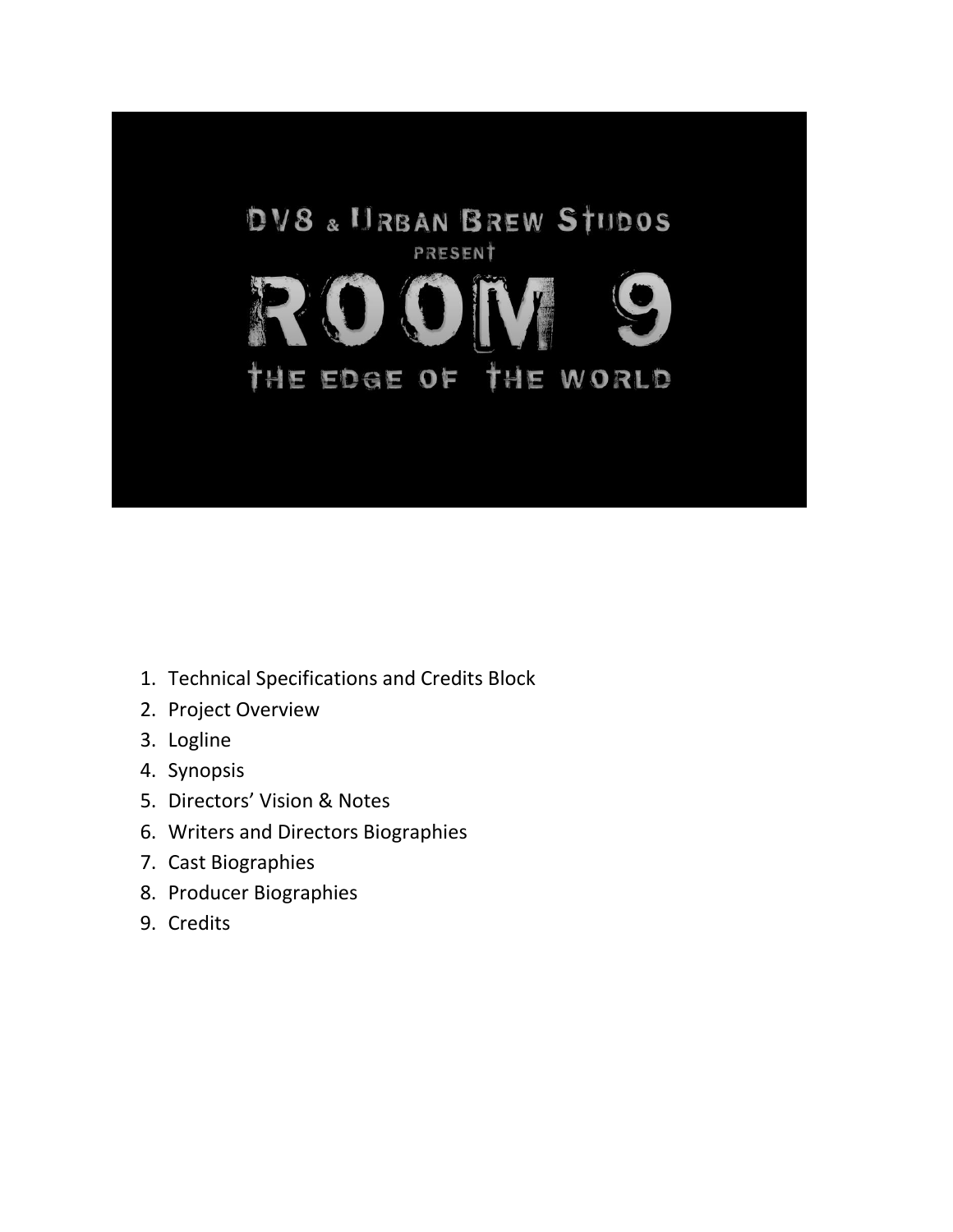DV8 & URBAN BREW STUDOS

PRESENT

# ROOM 9

## THE EDGE OF THE WORLD

1. Technical Specifications and Credits Block
2. Project Overview
3. Logline
4. Synopsis
5. Directors' Vision & Notes
6. Writers and Directors Biographies
7. Cast Biographies
8. Producer Biographies
9. Credits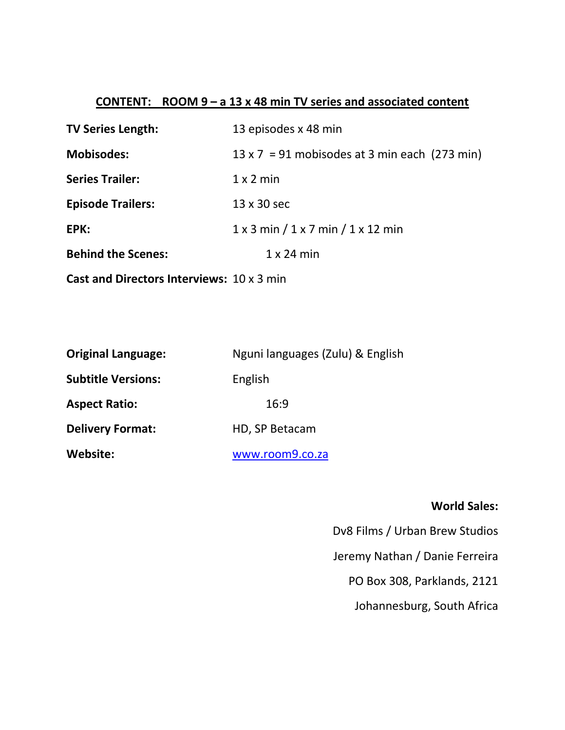## CONTENT: ROOM 9 – a 13 x 48 min TV series and associated content

| | |
|---|---|
| **TV Series Length:** | 13 episodes x 48 min |
| **Mobisodes:** | 13 x 7 = 91 mobisodes at 3 min each (273 min) |
| **Series Trailer:** | 1 x 2 min |
| **Episode Trailers:** | 13 x 30 sec |
| **EPK:** | 1 x 3 min / 1 x 7 min / 1 x 12 min |
| **Behind the Scenes:** | 1 x 24 min |
| **Cast and Directors Interviews:** | 10 x 3 min |

| | |
|---|---|
| **Original Language:** | Nguni languages (Zulu) & English |
| **Subtitle Versions:** | English |
| **Aspect Ratio:** | 16:9 |
| **Delivery Format:** | HD, SP Betacam |
| **Website:** | www.room9.co.za |

**World Sales:**

Dv8 Films / Urban Brew Studios

Jeremy Nathan / Danie Ferreira

PO Box 308, Parklands, 2121

Johannesburg, South Africa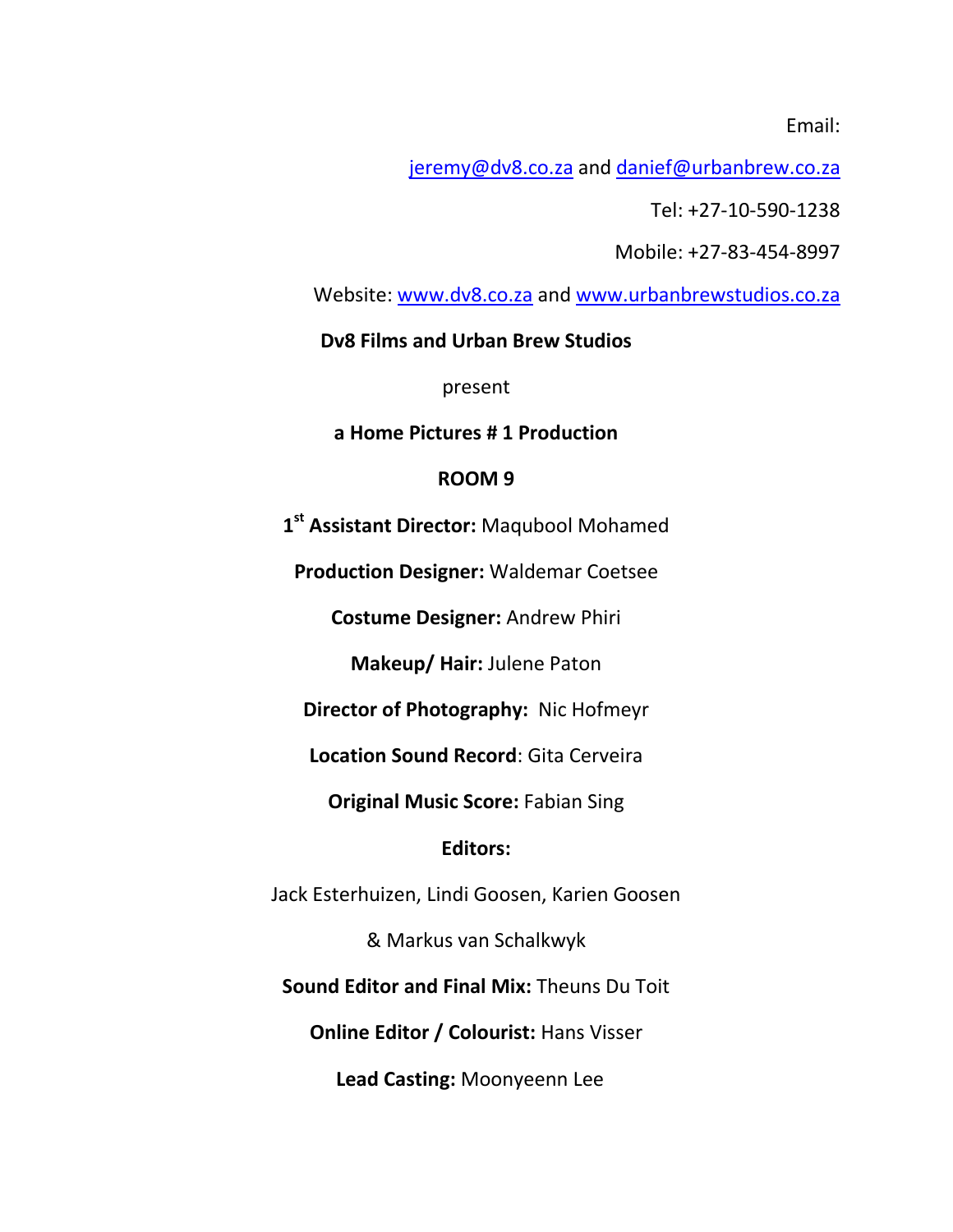Email:

jeremy@dv8.co.za and danief@urbanbrew.co.za

Tel: +27-10-590-1238

Mobile: +27-83-454-8997

Website: www.dv8.co.za and www.urbanbrewstudios.co.za

**Dv8 Films and Urban Brew Studios**

present

**a Home Pictures # 1 Production**

**ROOM 9**

**1st Assistant Director:** Maqubool Mohamed

**Production Designer:** Waldemar Coetsee

**Costume Designer:** Andrew Phiri

**Makeup/ Hair:** Julene Paton

**Director of Photography:** Nic Hofmeyr

**Location Sound Record**: Gita Cerveira

**Original Music Score:** Fabian Sing

**Editors:**

Jack Esterhuizen, Lindi Goosen, Karien Goosen

& Markus van Schalkwyk

**Sound Editor and Final Mix:** Theuns Du Toit

**Online Editor / Colourist:** Hans Visser

**Lead Casting:** Moonyeenn Lee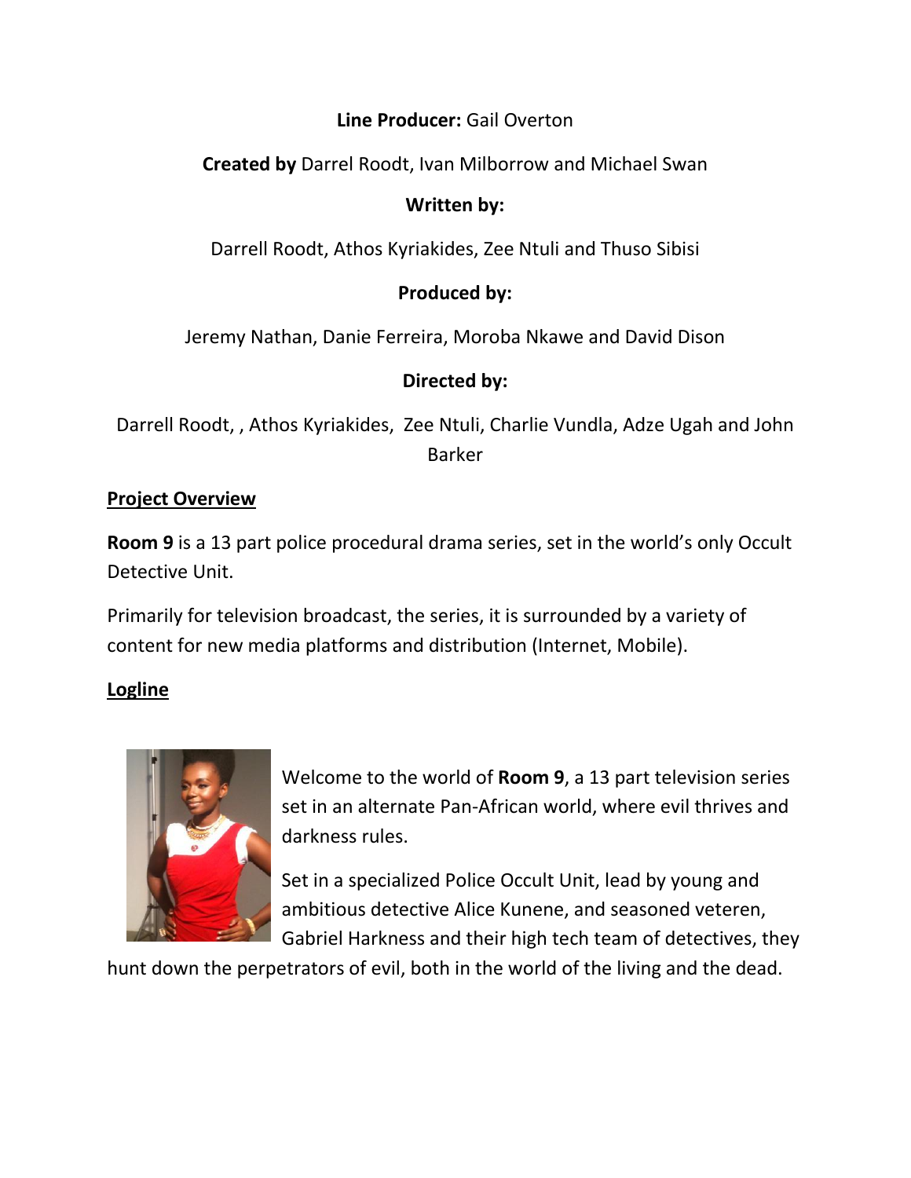**Line Producer:** Gail Overton

**Created by** Darrel Roodt, Ivan Milborrow and Michael Swan

**Written by:**

Darrell Roodt, Athos Kyriakides, Zee Ntuli and Thuso Sibisi

**Produced by:**

Jeremy Nathan, Danie Ferreira, Moroba Nkawe and David Dison

**Directed by:**

Darrell Roodt, , Athos Kyriakides, Zee Ntuli, Charlie Vundla, Adze Ugah and John Barker

## Project Overview

**Room 9** is a 13 part police procedural drama series, set in the world's only Occult Detective Unit.

Primarily for television broadcast, the series, it is surrounded by a variety of content for new media platforms and distribution (Internet, Mobile).

## Logline

Welcome to the world of **Room 9**, a 13 part television series set in an alternate Pan-African world, where evil thrives and darkness rules.

Set in a specialized Police Occult Unit, lead by young and ambitious detective Alice Kunene, and seasoned veteren, Gabriel Harkness and their high tech team of detectives, they hunt down the perpetrators of evil, both in the world of the living and the dead.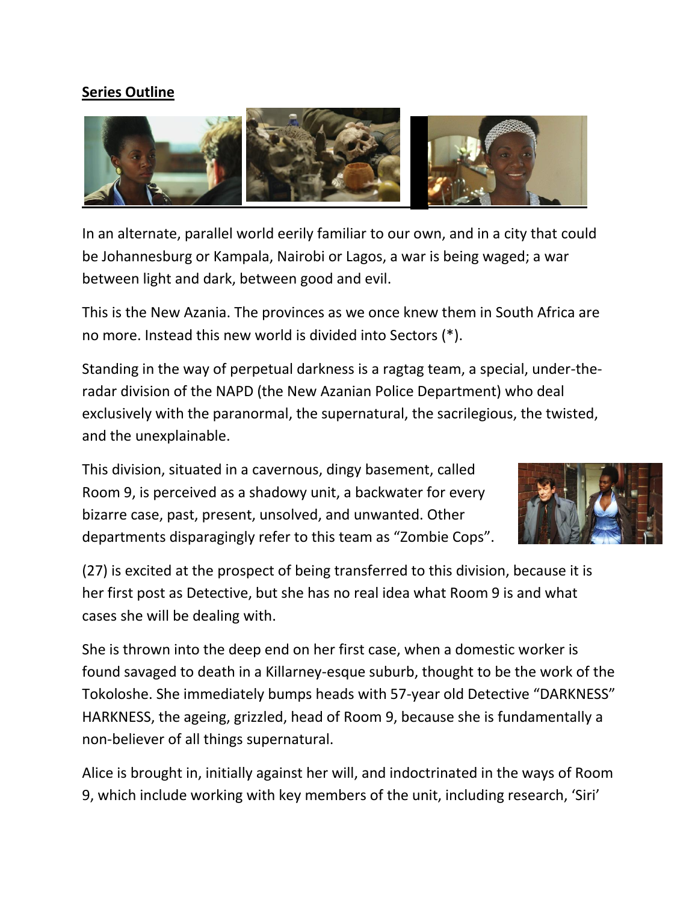**Series Outline**

In an alternate, parallel world eerily familiar to our own, and in a city that could be Johannesburg or Kampala, Nairobi or Lagos, a war is being waged; a war between light and dark, between good and evil.

This is the New Azania. The provinces as we once knew them in South Africa are no more. Instead this new world is divided into Sectors (*).

Standing in the way of perpetual darkness is a ragtag team, a special, under-the-radar division of the NAPD (the New Azanian Police Department) who deal exclusively with the paranormal, the supernatural, the sacrilegious, the twisted, and the unexplainable.

This division, situated in a cavernous, dingy basement, called Room 9, is perceived as a shadowy unit, a backwater for every bizarre case, past, present, unsolved, and unwanted. Other departments disparagingly refer to this team as "Zombie Cops".

(27) is excited at the prospect of being transferred to this division, because it is her first post as Detective, but she has no real idea what Room 9 is and what cases she will be dealing with.

She is thrown into the deep end on her first case, when a domestic worker is found savaged to death in a Killarney-esque suburb, thought to be the work of the Tokoloshe. She immediately bumps heads with 57-year old Detective "DARKNESS" HARKNESS, the ageing, grizzled, head of Room 9, because she is fundamentally a non-believer of all things supernatural.

Alice is brought in, initially against her will, and indoctrinated in the ways of Room 9, which include working with key members of the unit, including research, 'Siri'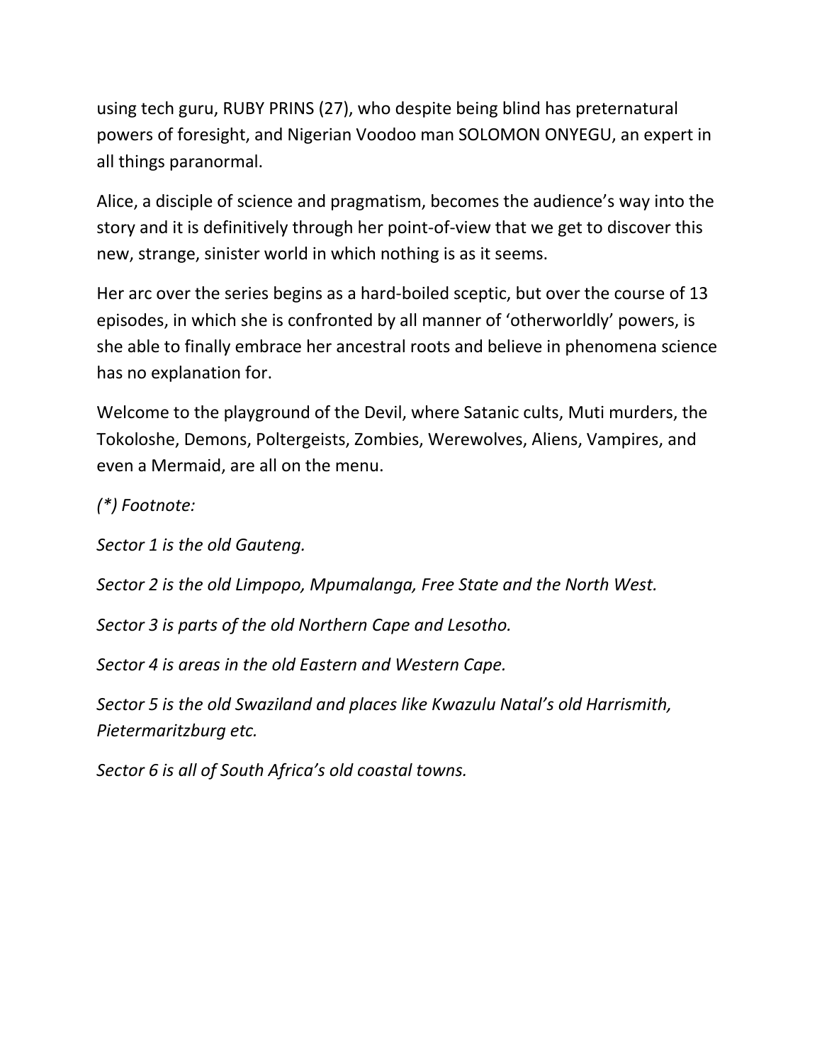using tech guru, RUBY PRINS (27), who despite being blind has preternatural powers of foresight, and Nigerian Voodoo man SOLOMON ONYEGU, an expert in all things paranormal.

Alice, a disciple of science and pragmatism, becomes the audience's way into the story and it is definitively through her point-of-view that we get to discover this new, strange, sinister world in which nothing is as it seems.

Her arc over the series begins as a hard-boiled sceptic, but over the course of 13 episodes, in which she is confronted by all manner of 'otherworldly' powers, is she able to finally embrace her ancestral roots and believe in phenomena science has no explanation for.

Welcome to the playground of the Devil, where Satanic cults, Muti murders, the Tokoloshe, Demons, Poltergeists, Zombies, Werewolves, Aliens, Vampires, and even a Mermaid, are all on the menu.

*(\*) Footnote:*

*Sector 1 is the old Gauteng.*

*Sector 2 is the old Limpopo, Mpumalanga, Free State and the North West.*

*Sector 3 is parts of the old Northern Cape and Lesotho.*

*Sector 4 is areas in the old Eastern and Western Cape.*

*Sector 5 is the old Swaziland and places like Kwazulu Natal's old Harrismith, Pietermaritzburg etc.*

*Sector 6 is all of South Africa's old coastal towns.*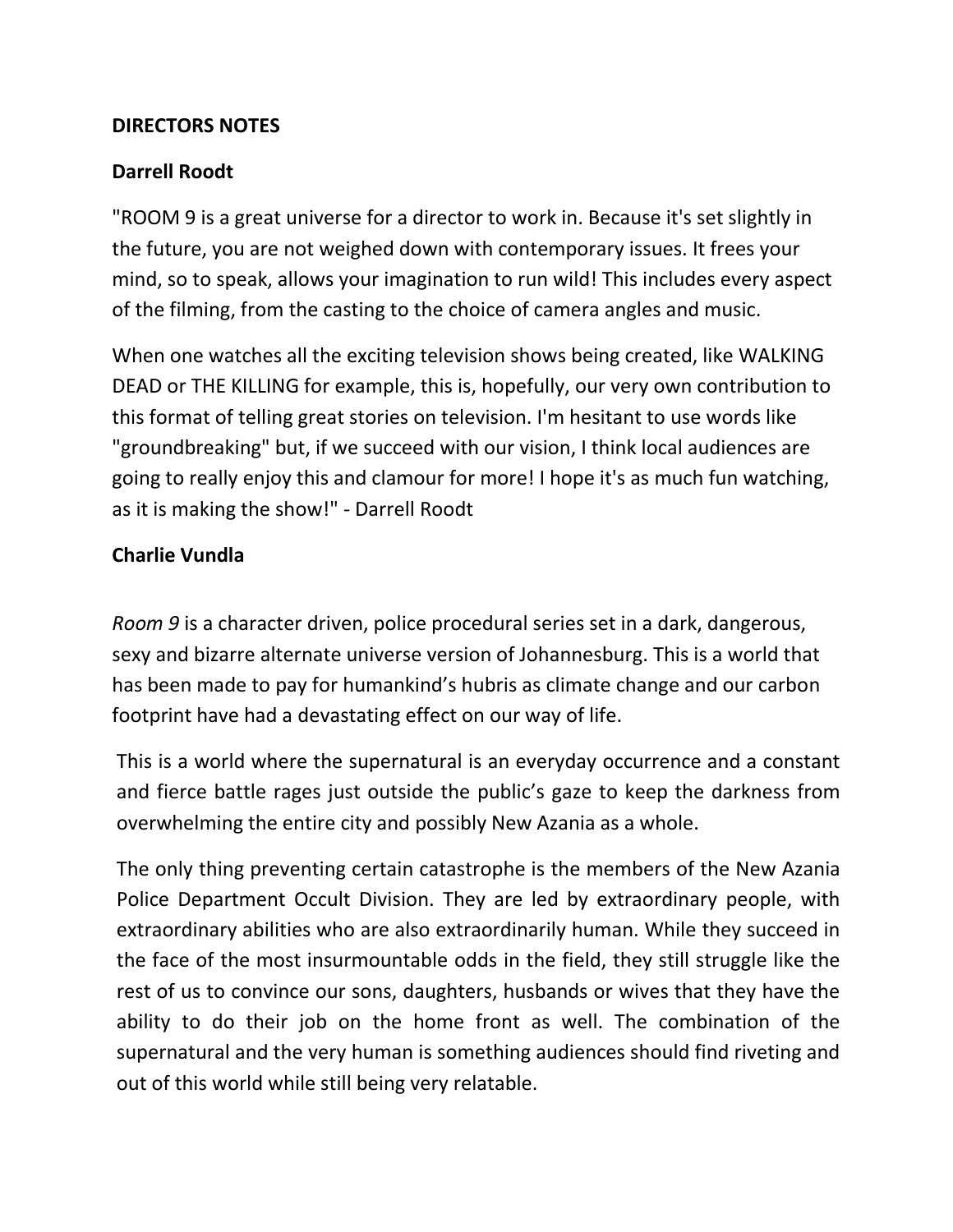**DIRECTORS NOTES**

**Darrell Roodt**

"ROOM 9 is a great universe for a director to work in. Because it's set slightly in the future, you are not weighed down with contemporary issues. It frees your mind, so to speak, allows your imagination to run wild! This includes every aspect of the filming, from the casting to the choice of camera angles and music.

When one watches all the exciting television shows being created, like WALKING DEAD or THE KILLING for example, this is, hopefully, our very own contribution to this format of telling great stories on television. I'm hesitant to use words like "groundbreaking" but, if we succeed with our vision, I think local audiences are going to really enjoy this and clamour for more! I hope it's as much fun watching, as it is making the show!" - Darrell Roodt

**Charlie Vundla**

*Room 9* is a character driven, police procedural series set in a dark, dangerous, sexy and bizarre alternate universe version of Johannesburg. This is a world that has been made to pay for humankind's hubris as climate change and our carbon footprint have had a devastating effect on our way of life.

This is a world where the supernatural is an everyday occurrence and a constant and fierce battle rages just outside the public's gaze to keep the darkness from overwhelming the entire city and possibly New Azania as a whole.

The only thing preventing certain catastrophe is the members of the New Azania Police Department Occult Division. They are led by extraordinary people, with extraordinary abilities who are also extraordinarily human. While they succeed in the face of the most insurmountable odds in the field, they still struggle like the rest of us to convince our sons, daughters, husbands or wives that they have the ability to do their job on the home front as well. The combination of the supernatural and the very human is something audiences should find riveting and out of this world while still being very relatable.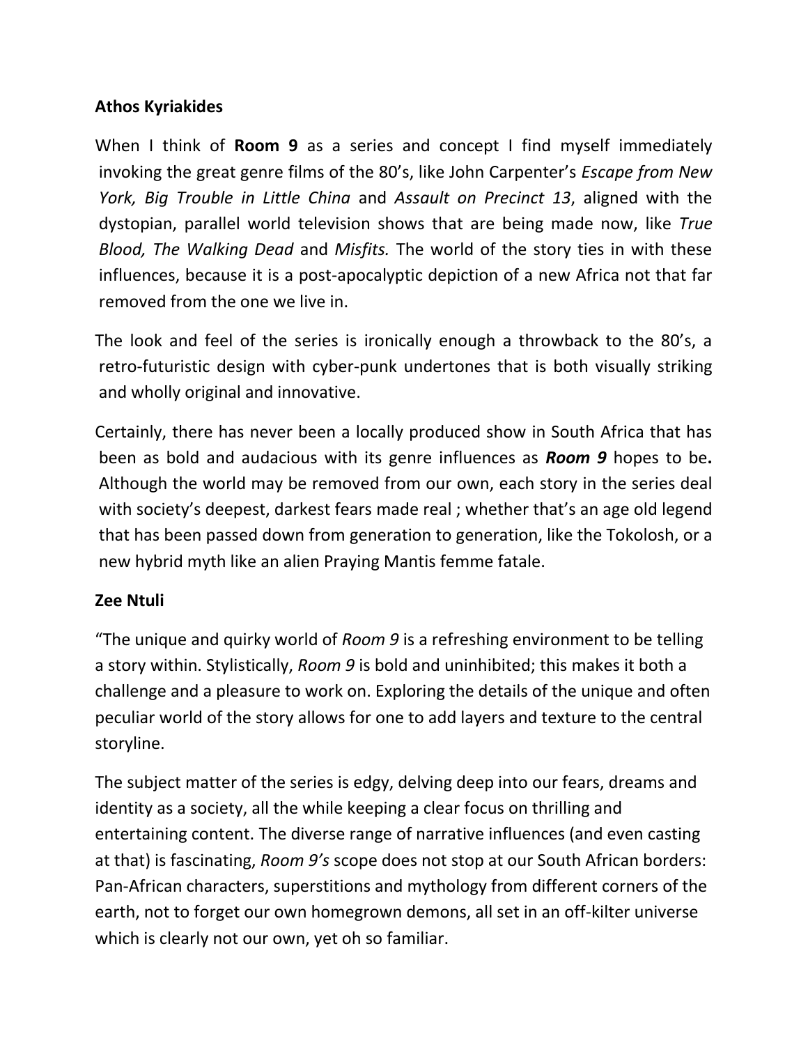**Athos Kyriakides**

When I think of **Room 9** as a series and concept I find myself immediately invoking the great genre films of the 80's, like John Carpenter's *Escape from New York, Big Trouble in Little China* and *Assault on Precinct 13*, aligned with the dystopian, parallel world television shows that are being made now, like *True Blood, The Walking Dead* and *Misfits.* The world of the story ties in with these influences, because it is a post-apocalyptic depiction of a new Africa not that far removed from the one we live in.

The look and feel of the series is ironically enough a throwback to the 80's, a retro-futuristic design with cyber-punk undertones that is both visually striking and wholly original and innovative.

Certainly, there has never been a locally produced show in South Africa that has been as bold and audacious with its genre influences as ***Room 9*** hopes to be**.** Although the world may be removed from our own, each story in the series deal with society's deepest, darkest fears made real ; whether that's an age old legend that has been passed down from generation to generation, like the Tokolosh, or a new hybrid myth like an alien Praying Mantis femme fatale.

**Zee Ntuli**

"The unique and quirky world of *Room 9* is a refreshing environment to be telling a story within. Stylistically, *Room 9* is bold and uninhibited; this makes it both a challenge and a pleasure to work on. Exploring the details of the unique and often peculiar world of the story allows for one to add layers and texture to the central storyline.

The subject matter of the series is edgy, delving deep into our fears, dreams and identity as a society, all the while keeping a clear focus on thrilling and entertaining content. The diverse range of narrative influences (and even casting at that) is fascinating, *Room 9's* scope does not stop at our South African borders: Pan-African characters, superstitions and mythology from different corners of the earth, not to forget our own homegrown demons, all set in an off-kilter universe which is clearly not our own, yet oh so familiar.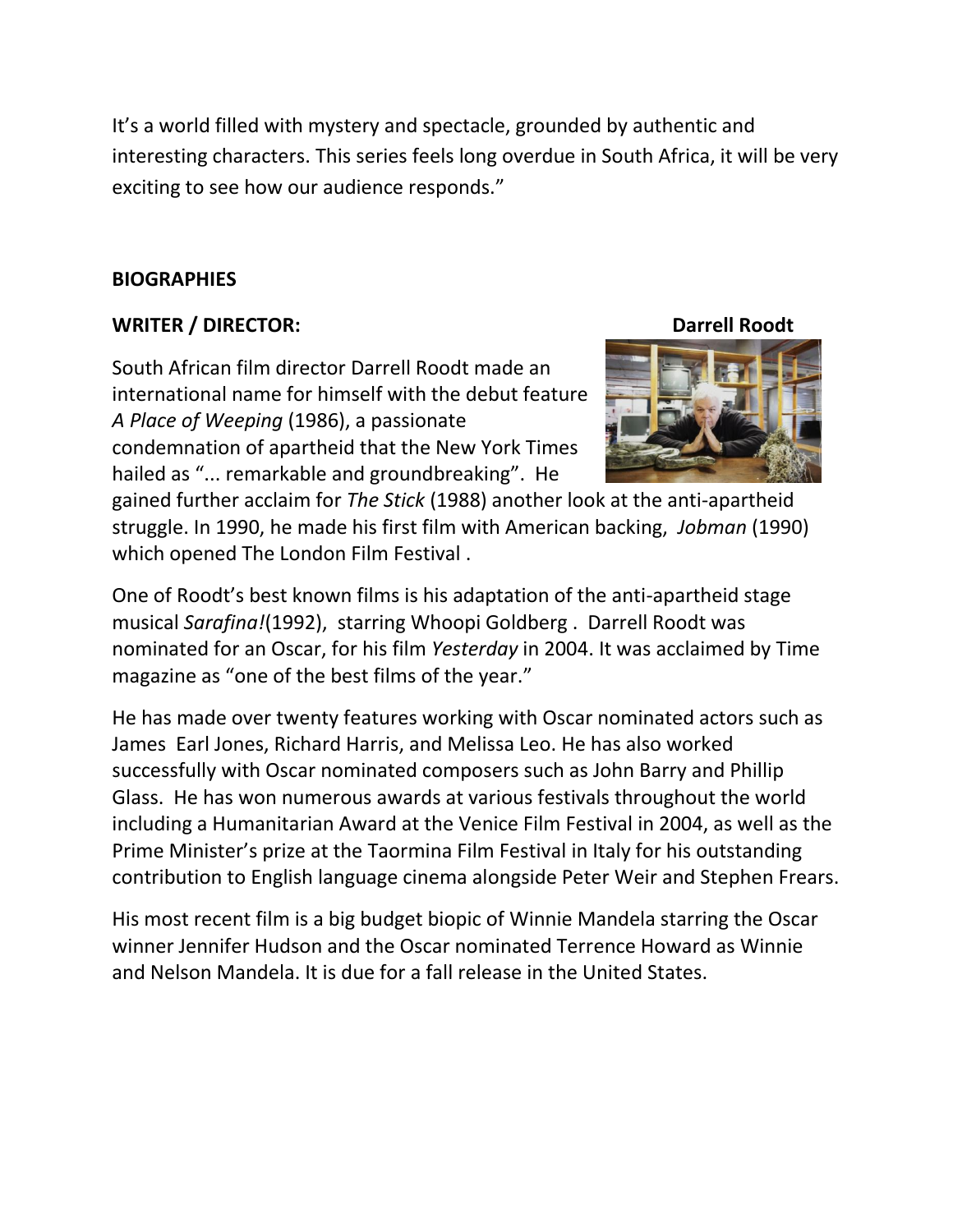It's a world filled with mystery and spectacle, grounded by authentic and interesting characters. This series feels long overdue in South Africa, it will be very exciting to see how our audience responds."

## BIOGRAPHIES

### WRITER / DIRECTOR: Darrell Roodt

South African film director Darrell Roodt made an international name for himself with the debut feature *A Place of Weeping* (1986), a passionate condemnation of apartheid that the New York Times hailed as "... remarkable and groundbreaking". He gained further acclaim for *The Stick* (1988) another look at the anti-apartheid struggle. In 1990, he made his first film with American backing, *Jobman* (1990) which opened The London Film Festival .

One of Roodt's best known films is his adaptation of the anti-apartheid stage musical *Sarafina!*(1992), starring Whoopi Goldberg . Darrell Roodt was nominated for an Oscar, for his film *Yesterday* in 2004. It was acclaimed by Time magazine as "one of the best films of the year."

He has made over twenty features working with Oscar nominated actors such as James Earl Jones, Richard Harris, and Melissa Leo. He has also worked successfully with Oscar nominated composers such as John Barry and Phillip Glass. He has won numerous awards at various festivals throughout the world including a Humanitarian Award at the Venice Film Festival in 2004, as well as the Prime Minister's prize at the Taormina Film Festival in Italy for his outstanding contribution to English language cinema alongside Peter Weir and Stephen Frears.

His most recent film is a big budget biopic of Winnie Mandela starring the Oscar winner Jennifer Hudson and the Oscar nominated Terrence Howard as Winnie and Nelson Mandela. It is due for a fall release in the United States.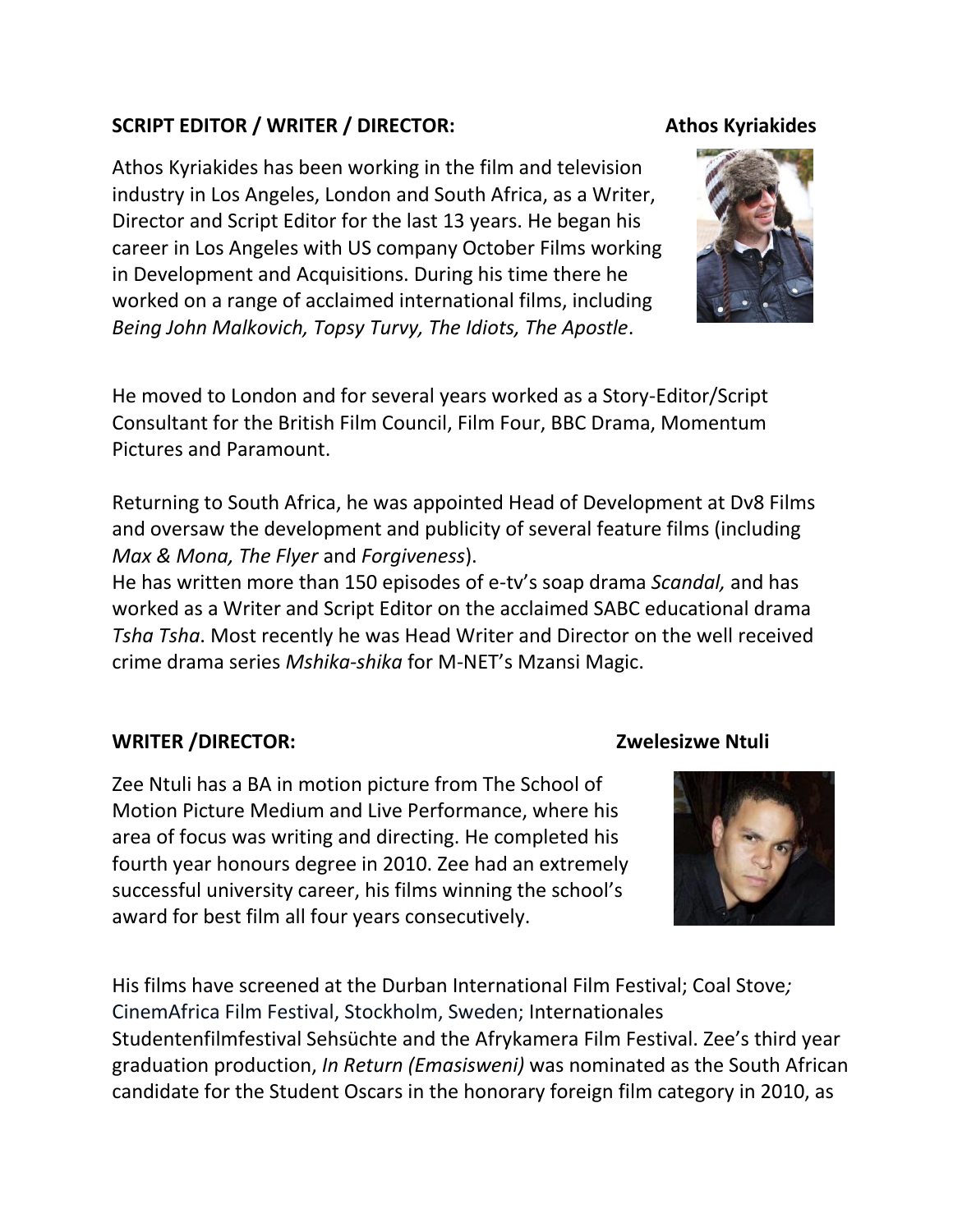**SCRIPT EDITOR / WRITER / DIRECTOR: Athos Kyriakides**

Athos Kyriakides has been working in the film and television industry in Los Angeles, London and South Africa, as a Writer, Director and Script Editor for the last 13 years. He began his career in Los Angeles with US company October Films working in Development and Acquisitions. During his time there he worked on a range of acclaimed international films, including *Being John Malkovich, Topsy Turvy, The Idiots, The Apostle*.

He moved to London and for several years worked as a Story-Editor/Script Consultant for the British Film Council, Film Four, BBC Drama, Momentum Pictures and Paramount.

Returning to South Africa, he was appointed Head of Development at Dv8 Films and oversaw the development and publicity of several feature films (including *Max & Mona, The Flyer* and *Forgiveness*).
He has written more than 150 episodes of e-tv's soap drama *Scandal,* and has worked as a Writer and Script Editor on the acclaimed SABC educational drama *Tsha Tsha*. Most recently he was Head Writer and Director on the well received crime drama series *Mshika-shika* for M-NET's Mzansi Magic.

**WRITER /DIRECTOR: Zwelesizwe Ntuli**

Zee Ntuli has a BA in motion picture from The School of Motion Picture Medium and Live Performance, where his area of focus was writing and directing. He completed his fourth year honours degree in 2010. Zee had an extremely successful university career, his films winning the school's award for best film all four years consecutively.

His films have screened at the Durban International Film Festival; Coal Stove*;* CinemAfrica Film Festival, Stockholm, Sweden; Internationales Studentenfilmfestival Sehsüchte and the Afrykamera Film Festival. Zee's third year graduation production, *In Return (Emasisweni)* was nominated as the South African candidate for the Student Oscars in the honorary foreign film category in 2010, as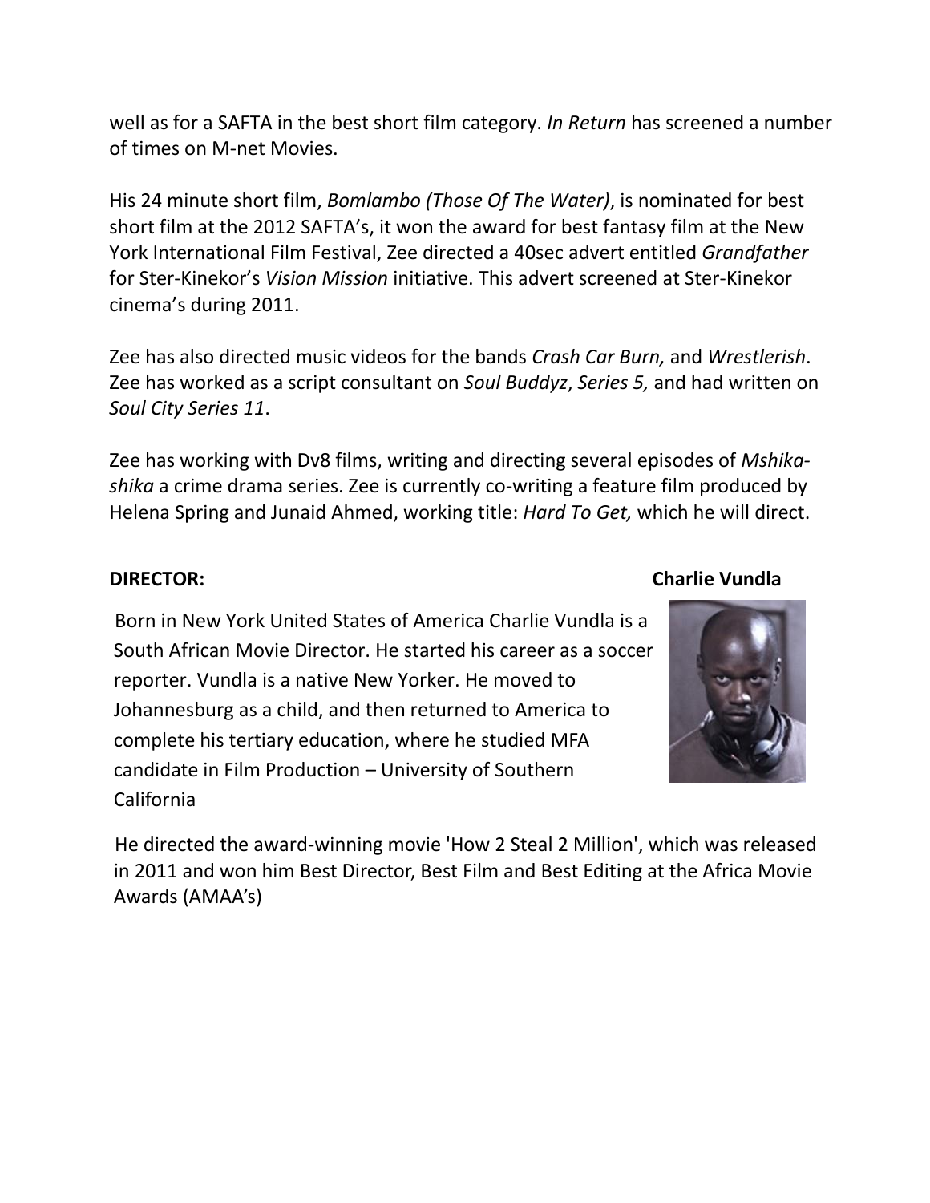well as for a SAFTA in the best short film category. *In Return* has screened a number of times on M-net Movies.

His 24 minute short film, *Bomlambo (Those Of The Water)*, is nominated for best short film at the 2012 SAFTA's, it won the award for best fantasy film at the New York International Film Festival, Zee directed a 40sec advert entitled *Grandfather* for Ster-Kinekor's *Vision Mission* initiative. This advert screened at Ster-Kinekor cinema's during 2011.

Zee has also directed music videos for the bands *Crash Car Burn,* and *Wrestlerish*. Zee has worked as a script consultant on *Soul Buddyz*, *Series 5,* and had written on *Soul City Series 11*.

Zee has working with Dv8 films, writing and directing several episodes of *Mshika-shika* a crime drama series. Zee is currently co-writing a feature film produced by Helena Spring and Junaid Ahmed, working title: *Hard To Get,* which he will direct.

**DIRECTOR: Charlie Vundla**

Born in New York United States of America Charlie Vundla is a South African Movie Director. He started his career as a soccer reporter. Vundla is a native New Yorker. He moved to Johannesburg as a child, and then returned to America to complete his tertiary education, where he studied MFA candidate in Film Production – University of Southern California

He directed the award-winning movie 'How 2 Steal 2 Million', which was released in 2011 and won him Best Director, Best Film and Best Editing at the Africa Movie Awards (AMAA's)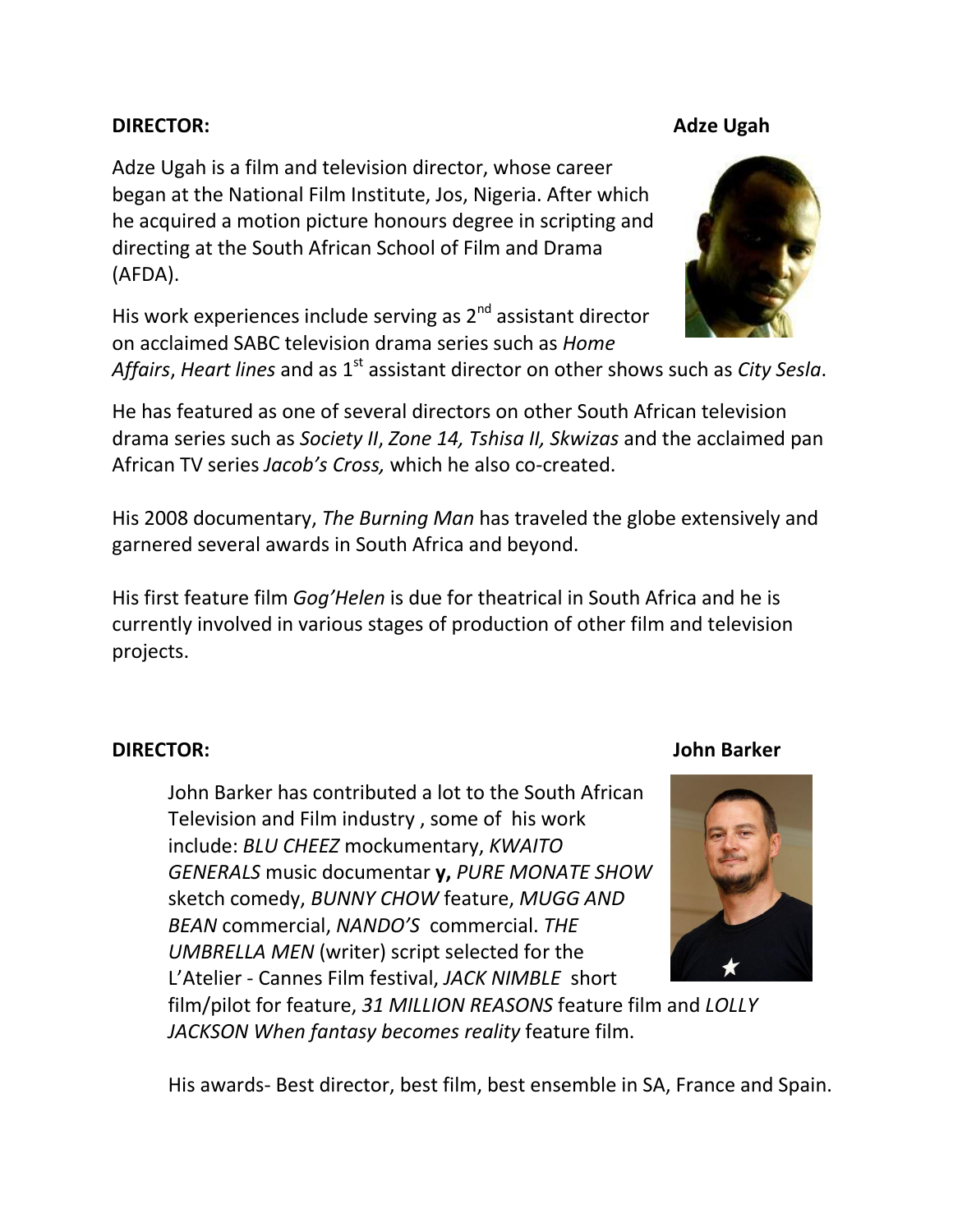**DIRECTOR:** **Adze Ugah**

Adze Ugah is a film and television director, whose career began at the National Film Institute, Jos, Nigeria. After which he acquired a motion picture honours degree in scripting and directing at the South African School of Film and Drama (AFDA).

His work experiences include serving as 2nd assistant director on acclaimed SABC television drama series such as *Home Affairs*, *Heart lines* and as 1st assistant director on other shows such as *City Sesla*.

He has featured as one of several directors on other South African television drama series such as *Society II*, *Zone 14, Tshisa II, Skwizas* and the acclaimed pan African TV series *Jacob's Cross,* which he also co-created.

His 2008 documentary, *The Burning Man* has traveled the globe extensively and garnered several awards in South Africa and beyond.

His first feature film *Gog'Helen* is due for theatrical in South Africa and he is currently involved in various stages of production of other film and television projects.

**DIRECTOR:** **John Barker**

John Barker has contributed a lot to the South African Television and Film industry , some of his work include: *BLU CHEEZ* mockumentary, *KWAITO GENERALS* music documentar**y,** *PURE MONATE SHOW* sketch comedy, *BUNNY CHOW* feature, *MUGG AND BEAN* commercial, *NANDO'S* commercial. *THE UMBRELLA MEN* (writer) script selected for the L'Atelier - Cannes Film festival, *JACK NIMBLE* short film/pilot for feature, *31 MILLION REASONS* feature film and *LOLLY JACKSON When fantasy becomes reality* feature film.

His awards- Best director, best film, best ensemble in SA, France and Spain.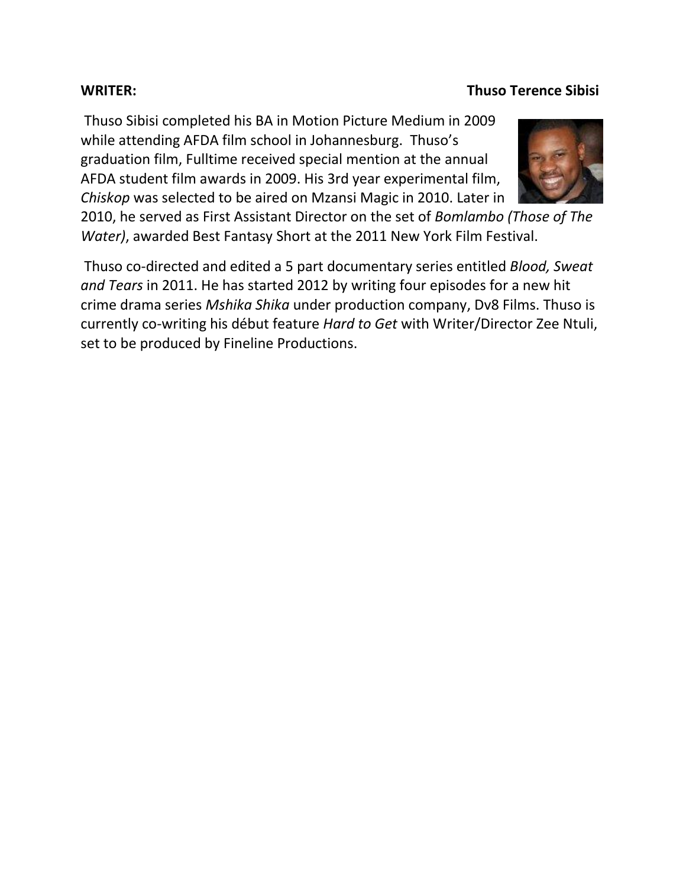**WRITER: Thuso Terence Sibisi**

Thuso Sibisi completed his BA in Motion Picture Medium in 2009 while attending AFDA film school in Johannesburg. Thuso's graduation film, Fulltime received special mention at the annual AFDA student film awards in 2009. His 3rd year experimental film, *Chiskop* was selected to be aired on Mzansi Magic in 2010. Later in 2010, he served as First Assistant Director on the set of *Bomlambo (Those of The Water)*, awarded Best Fantasy Short at the 2011 New York Film Festival.

Thuso co-directed and edited a 5 part documentary series entitled *Blood, Sweat and Tears* in 2011. He has started 2012 by writing four episodes for a new hit crime drama series *Mshika Shika* under production company, Dv8 Films. Thuso is currently co-writing his début feature *Hard to Get* with Writer/Director Zee Ntuli, set to be produced by Fineline Productions.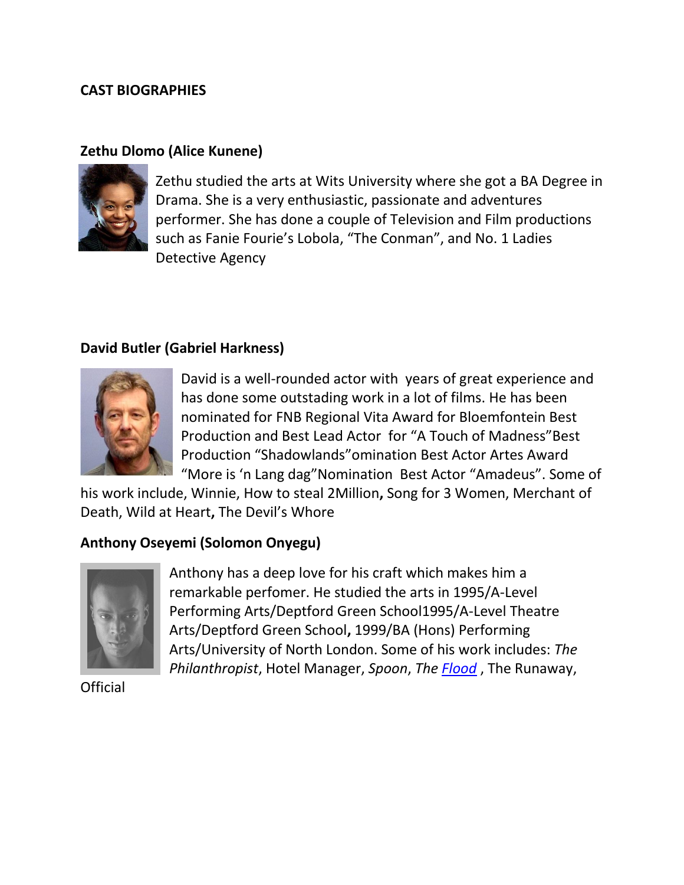**CAST BIOGRAPHIES**

**Zethu Dlomo (Alice Kunene)**

Zethu studied the arts at Wits University where she got a BA Degree in Drama. She is a very enthusiastic, passionate and adventures performer. She has done a couple of Television and Film productions such as Fanie Fourie's Lobola, "The Conman", and No. 1 Ladies Detective Agency

**David Butler (Gabriel Harkness)**

David is a well-rounded actor with years of great experience and has done some outstading work in a lot of films. He has been nominated for FNB Regional Vita Award for Bloemfontein Best Production and Best Lead Actor for "A Touch of Madness"Best Production "Shadowlands"omination Best Actor Artes Award "More is 'n Lang dag"Nomination Best Actor "Amadeus". Some of his work include, Winnie, How to steal 2Million**,** Song for 3 Women, Merchant of Death, Wild at Heart**,** The Devil's Whore

**Anthony Oseyemi (Solomon Onyegu)**

Anthony has a deep love for his craft which makes him a remarkable perfomer. He studied the arts in 1995/A-Level Performing Arts/Deptford Green School1995/A-Level Theatre Arts/Deptford Green School**,** 1999/BA (Hons) Performing Arts/University of North London. Some of his work includes: *The Philanthropist*, Hotel Manager, *Spoon*, *The Flood* , The Runaway, Official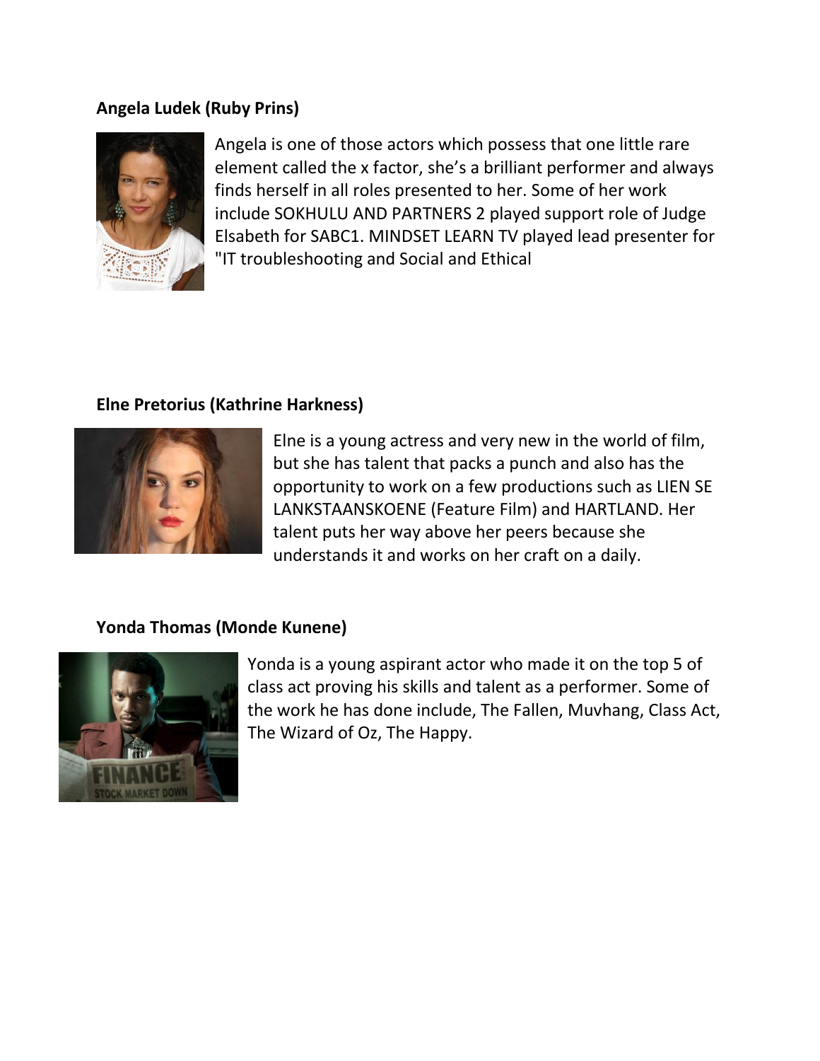**Angela Ludek (Ruby Prins)**

Angela is one of those actors which possess that one little rare element called the x factor, she's a brilliant performer and always finds herself in all roles presented to her. Some of her work include SOKHULU AND PARTNERS 2 played support role of Judge Elsabeth for SABC1. MINDSET LEARN TV played lead presenter for "IT troubleshooting and Social and Ethical

**Elne Pretorius (Kathrine Harkness)**

Elne is a young actress and very new in the world of film, but she has talent that packs a punch and also has the opportunity to work on a few productions such as LIEN SE LANKSTAANSKOENE (Feature Film) and HARTLAND. Her talent puts her way above her peers because she understands it and works on her craft on a daily.

**Yonda Thomas (Monde Kunene)**

Yonda is a young aspirant actor who made it on the top 5 of class act proving his skills and talent as a performer. Some of the work he has done include, The Fallen, Muvhang, Class Act, The Wizard of Oz, The Happy.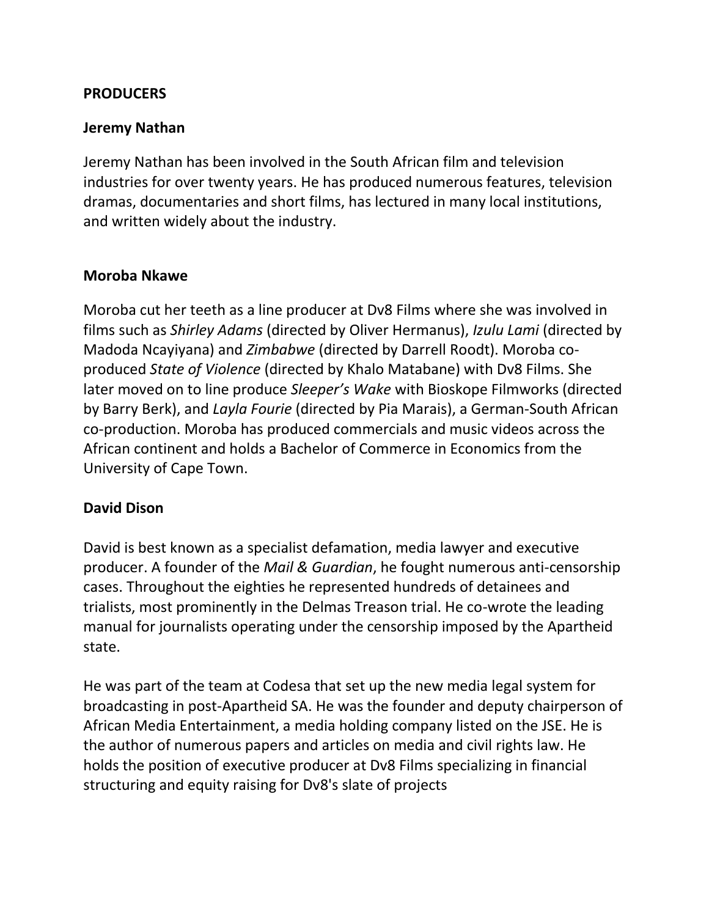## PRODUCERS

### Jeremy Nathan

Jeremy Nathan has been involved in the South African film and television industries for over twenty years. He has produced numerous features, television dramas, documentaries and short films, has lectured in many local institutions, and written widely about the industry.

### Moroba Nkawe

Moroba cut her teeth as a line producer at Dv8 Films where she was involved in films such as *Shirley Adams* (directed by Oliver Hermanus), *Izulu Lami* (directed by Madoda Ncayiyana) and *Zimbabwe* (directed by Darrell Roodt). Moroba co-produced *State of Violence* (directed by Khalo Matabane) with Dv8 Films. She later moved on to line produce *Sleeper's Wake* with Bioskope Filmworks (directed by Barry Berk), and *Layla Fourie* (directed by Pia Marais), a German-South African co-production. Moroba has produced commercials and music videos across the African continent and holds a Bachelor of Commerce in Economics from the University of Cape Town.

### David Dison

David is best known as a specialist defamation, media lawyer and executive producer. A founder of the *Mail & Guardian*, he fought numerous anti-censorship cases. Throughout the eighties he represented hundreds of detainees and trialists, most prominently in the Delmas Treason trial. He co-wrote the leading manual for journalists operating under the censorship imposed by the Apartheid state.

He was part of the team at Codesa that set up the new media legal system for broadcasting in post-Apartheid SA. He was the founder and deputy chairperson of African Media Entertainment, a media holding company listed on the JSE. He is the author of numerous papers and articles on media and civil rights law. He holds the position of executive producer at Dv8 Films specializing in financial structuring and equity raising for Dv8's slate of projects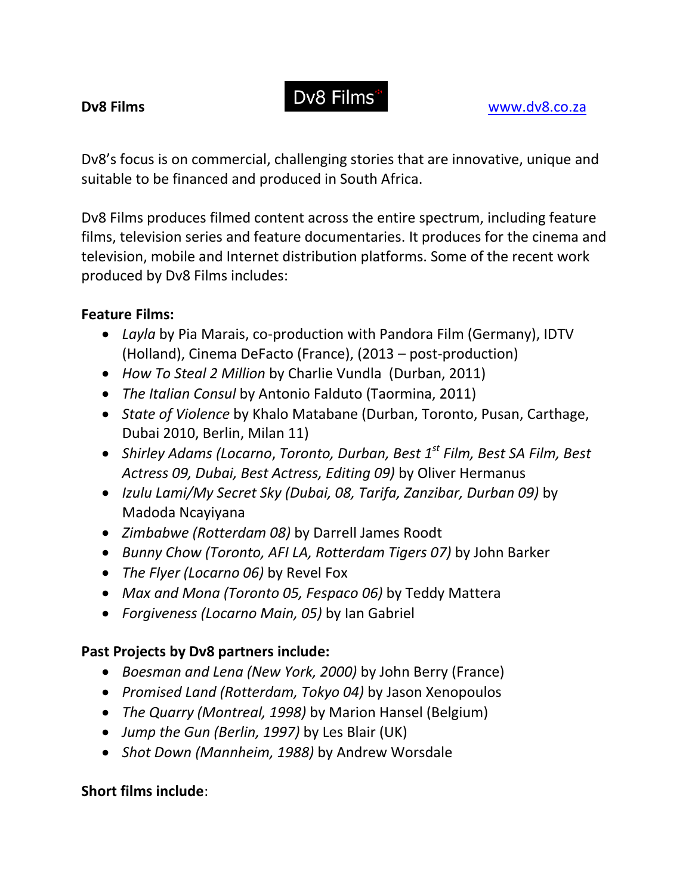**Dv8 Films** Dv8 Films [www.dv8.co.za](http://www.dv8.co.za)

Dv8's focus is on commercial, challenging stories that are innovative, unique and suitable to be financed and produced in South Africa.

Dv8 Films produces filmed content across the entire spectrum, including feature films, television series and feature documentaries. It produces for the cinema and television, mobile and Internet distribution platforms. Some of the recent work produced by Dv8 Films includes:

**Feature Films:**

- *Layla* by Pia Marais, co-production with Pandora Film (Germany), IDTV (Holland), Cinema DeFacto (France), (2013 – post-production)
- *How To Steal 2 Million* by Charlie Vundla (Durban, 2011)
- *The Italian Consul* by Antonio Falduto (Taormina, 2011)
- *State of Violence* by Khalo Matabane (Durban, Toronto, Pusan, Carthage, Dubai 2010, Berlin, Milan 11)
- *Shirley Adams (Locarno, Toronto, Durban, Best 1st Film, Best SA Film, Best Actress 09, Dubai, Best Actress, Editing 09)* by Oliver Hermanus
- *Izulu Lami/My Secret Sky (Dubai, 08, Tarifa, Zanzibar, Durban 09)* by Madoda Ncayiyana
- *Zimbabwe (Rotterdam 08)* by Darrell James Roodt
- *Bunny Chow (Toronto, AFI LA, Rotterdam Tigers 07)* by John Barker
- *The Flyer (Locarno 06)* by Revel Fox
- *Max and Mona (Toronto 05, Fespaco 06)* by Teddy Mattera
- *Forgiveness (Locarno Main, 05)* by Ian Gabriel

**Past Projects by Dv8 partners include:**

- *Boesman and Lena (New York, 2000)* by John Berry (France)
- *Promised Land (Rotterdam, Tokyo 04)* by Jason Xenopoulos
- *The Quarry (Montreal, 1998)* by Marion Hansel (Belgium)
- *Jump the Gun (Berlin, 1997)* by Les Blair (UK)
- *Shot Down (Mannheim, 1988)* by Andrew Worsdale

**Short films include**: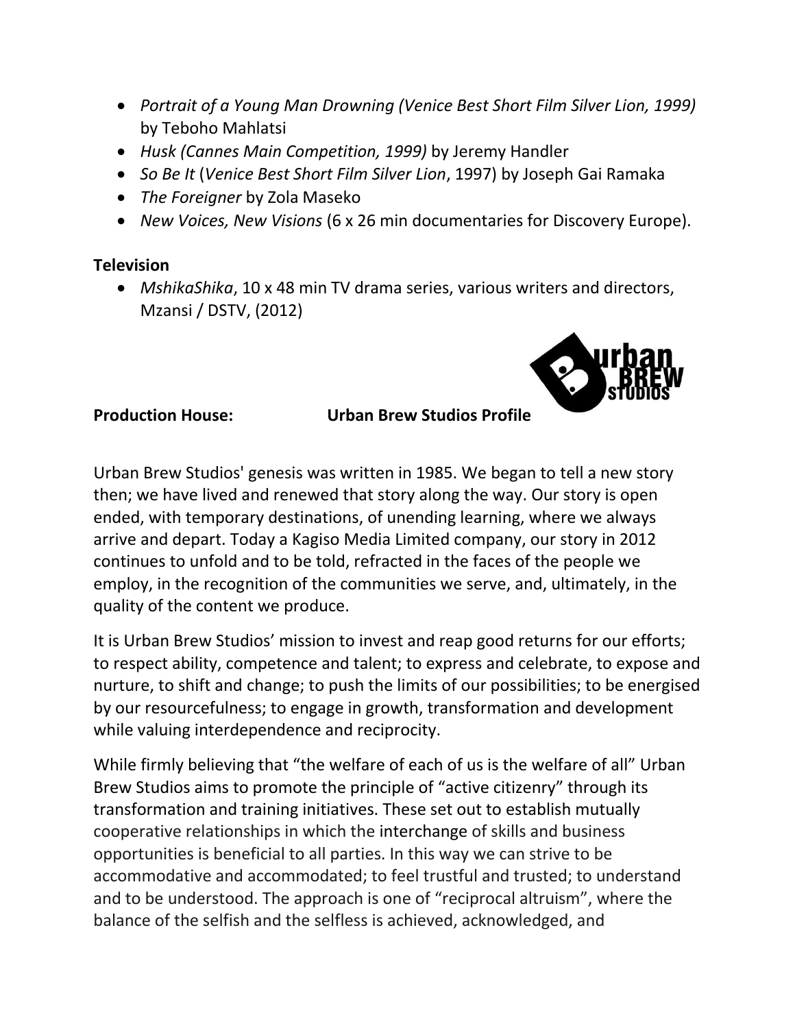- *Portrait of a Young Man Drowning (Venice Best Short Film Silver Lion, 1999)* by Teboho Mahlatsi
- *Husk (Cannes Main Competition, 1999)* by Jeremy Handler
- *So Be It* (*Venice Best Short Film Silver Lion*, 1997) by Joseph Gai Ramaka
- *The Foreigner* by Zola Maseko
- *New Voices, New Visions* (6 x 26 min documentaries for Discovery Europe).

**Television**

- *MshikaShika*, 10 x 48 min TV drama series, various writers and directors, Mzansi / DSTV, (2012)

**Production House:** **Urban Brew Studios Profile**

Urban Brew Studios' genesis was written in 1985. We began to tell a new story then; we have lived and renewed that story along the way. Our story is open ended, with temporary destinations, of unending learning, where we always arrive and depart. Today a Kagiso Media Limited company, our story in 2012 continues to unfold and to be told, refracted in the faces of the people we employ, in the recognition of the communities we serve, and, ultimately, in the quality of the content we produce.

It is Urban Brew Studios' mission to invest and reap good returns for our efforts; to respect ability, competence and talent; to express and celebrate, to expose and nurture, to shift and change; to push the limits of our possibilities; to be energised by our resourcefulness; to engage in growth, transformation and development while valuing interdependence and reciprocity.

While firmly believing that "the welfare of each of us is the welfare of all" Urban Brew Studios aims to promote the principle of "active citizenry" through its transformation and training initiatives. These set out to establish mutually cooperative relationships in which the interchange of skills and business opportunities is beneficial to all parties. In this way we can strive to be accommodative and accommodated; to feel trustful and trusted; to understand and to be understood. The approach is one of "reciprocal altruism", where the balance of the selfish and the selfless is achieved, acknowledged, and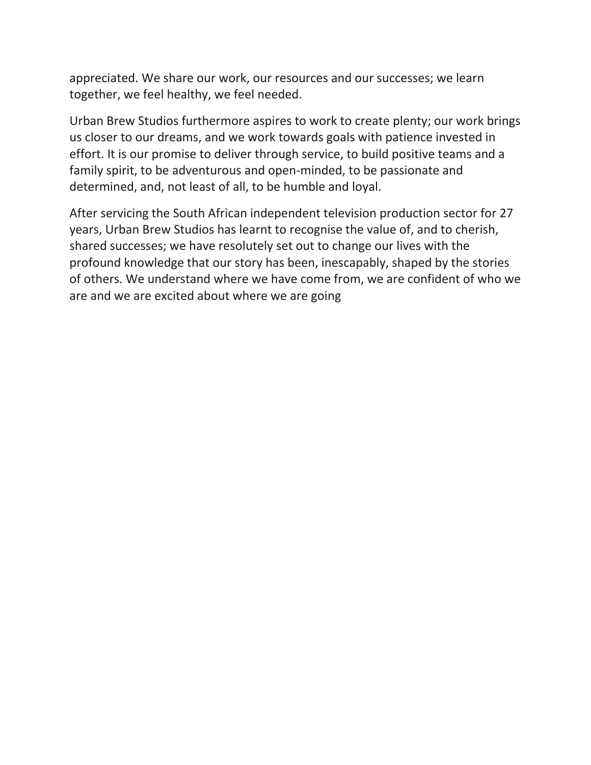appreciated. We share our work, our resources and our successes; we learn together, we feel healthy, we feel needed.

Urban Brew Studios furthermore aspires to work to create plenty; our work brings us closer to our dreams, and we work towards goals with patience invested in effort. It is our promise to deliver through service, to build positive teams and a family spirit, to be adventurous and open-minded, to be passionate and determined, and, not least of all, to be humble and loyal.

After servicing the South African independent television production sector for 27 years, Urban Brew Studios has learnt to recognise the value of, and to cherish, shared successes; we have resolutely set out to change our lives with the profound knowledge that our story has been, inescapably, shaped by the stories of others. We understand where we have come from, we are confident of who we are and we are excited about where we are going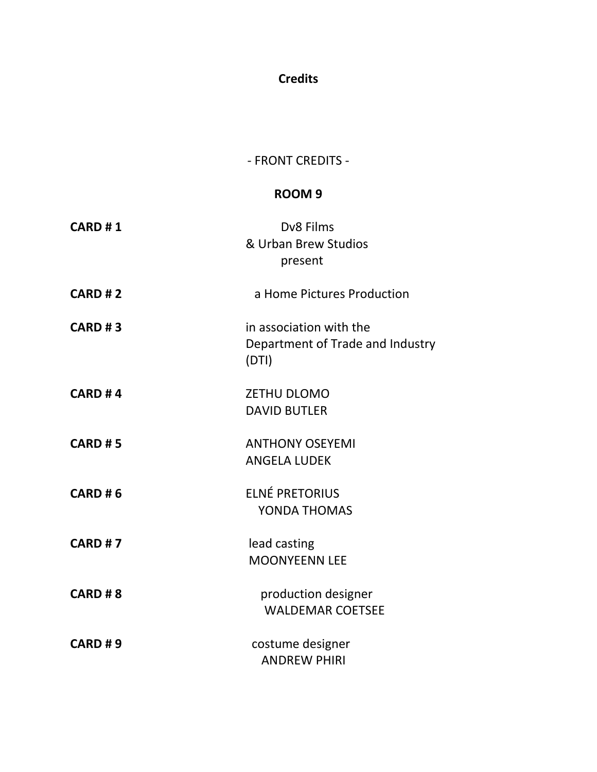# Credits

- FRONT CREDITS -

## ROOM 9

| | |
|---|---|
| **CARD # 1** | Dv8 Films<br>& Urban Brew Studios<br>present |
| **CARD # 2** | a Home Pictures Production |
| **CARD # 3** | in association with the<br>Department of Trade and Industry<br>(DTI) |
| **CARD # 4** | ZETHU DLOMO<br>DAVID BUTLER |
| **CARD # 5** | ANTHONY OSEYEMI<br>ANGELA LUDEK |
| **CARD # 6** | ELNÉ PRETORIUS<br>YONDA THOMAS |
| **CARD # 7** | lead casting<br>MOONYEENN LEE |
| **CARD # 8** | production designer<br>WALDEMAR COETSEE |
| **CARD # 9** | costume designer<br>ANDREW PHIRI |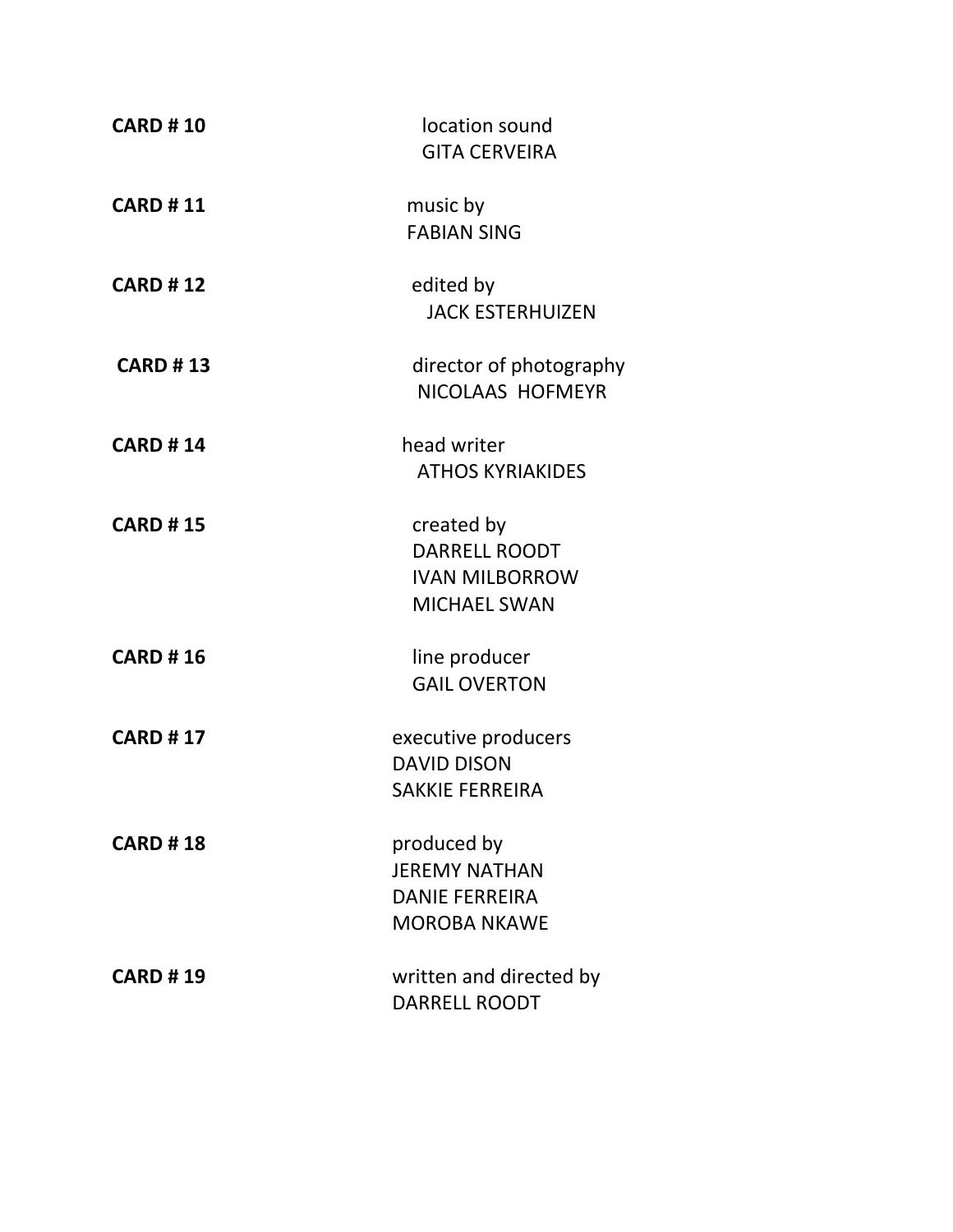**CARD # 10** location sound
GITA CERVEIRA

**CARD # 11** music by
FABIAN SING

**CARD # 12** edited by
JACK ESTERHUIZEN

**CARD # 13** director of photography
NICOLAAS HOFMEYR

**CARD # 14** head writer
ATHOS KYRIAKIDES

**CARD # 15** created by
DARRELL ROODT
IVAN MILBORROW
MICHAEL SWAN

**CARD # 16** line producer
GAIL OVERTON

**CARD # 17** executive producers
DAVID DISON
SAKKIE FERREIRA

**CARD # 18** produced by
JEREMY NATHAN
DANIE FERREIRA
MOROBA NKAWE

**CARD # 19** written and directed by
DARRELL ROODT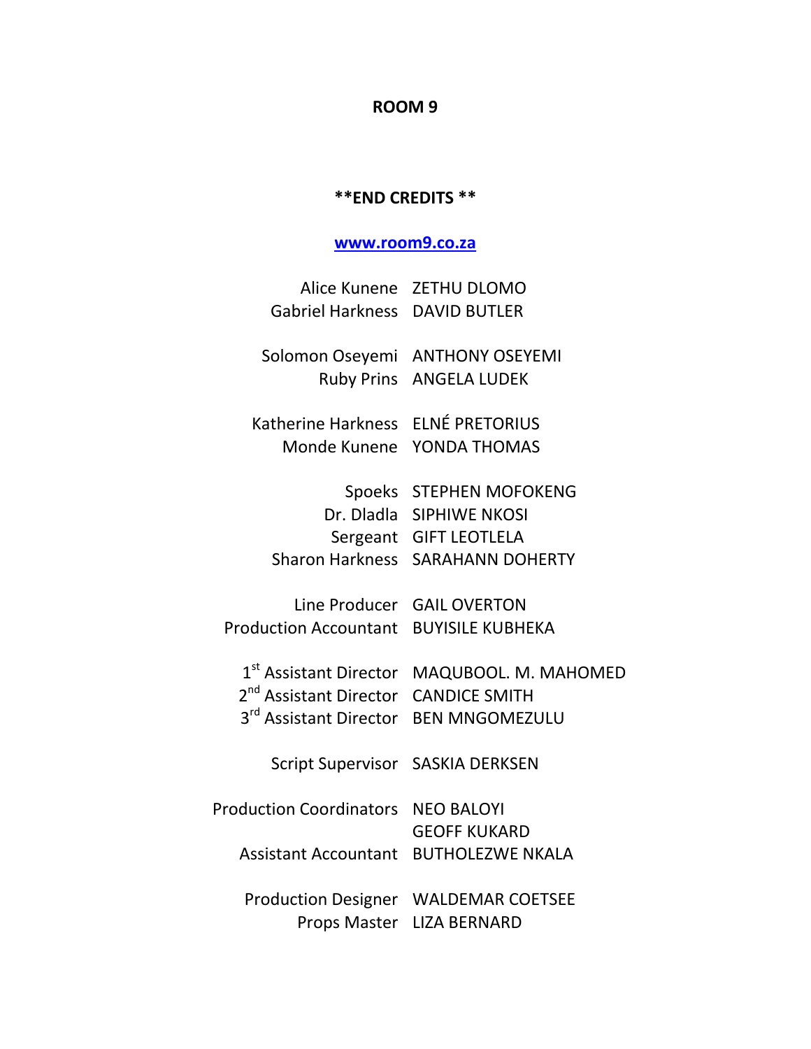**ROOM 9**

****END CREDITS ****

[www.room9.co.za](http://www.room9.co.za)

| | |
|---|---|
| Alice Kunene | ZETHU DLOMO |
| Gabriel Harkness | DAVID BUTLER |
| | |
| Solomon Oseyemi | ANTHONY OSEYEMI |
| Ruby Prins | ANGELA LUDEK |
| | |
| Katherine Harkness | ELNÉ PRETORIUS |
| Monde Kunene | YONDA THOMAS |
| | |
| Spoeks | STEPHEN MOFOKENG |
| Dr. Dladla | SIPHIWE NKOSI |
| Sergeant | GIFT LEOTLELA |
| Sharon Harkness | SARAHANN DOHERTY |
| | |
| Line Producer | GAIL OVERTON |
| Production Accountant | BUYISILE KUBHEKA |
| | |
| 1st Assistant Director | MAQUBOOL. M. MAHOMED |
| 2nd Assistant Director | CANDICE SMITH |
| 3rd Assistant Director | BEN MNGOMEZULU |
| | |
| Script Supervisor | SASKIA DERKSEN |
| | |
| Production Coordinators | NEO BALOYI |
| | GEOFF KUKARD |
| Assistant Accountant | BUTHOLEZWE NKALA |
| | |
| Production Designer | WALDEMAR COETSEE |
| Props Master | LIZA BERNARD |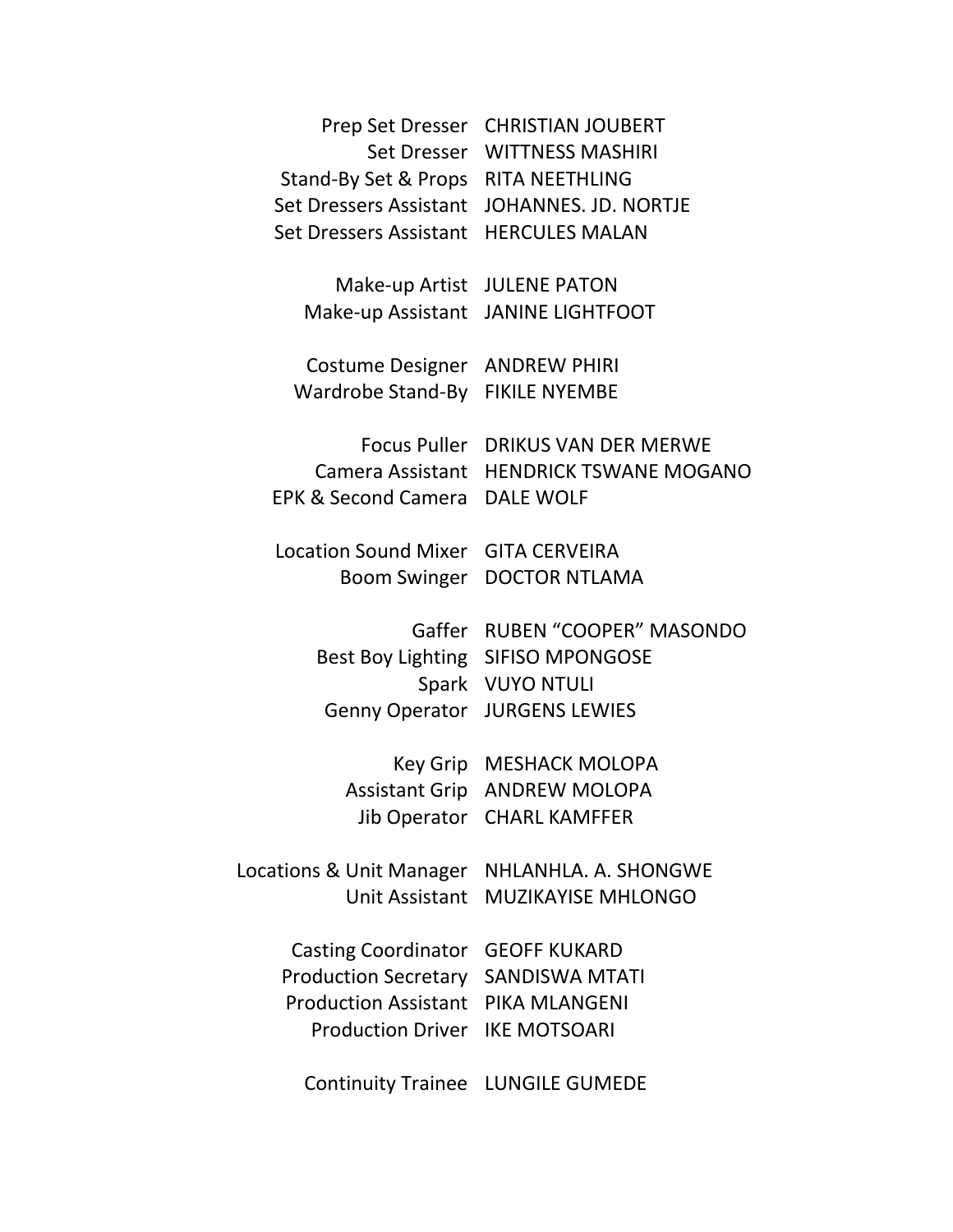| | |
|---|---|
| Prep Set Dresser | CHRISTIAN JOUBERT |
| Set Dresser | WITTNESS MASHIRI |
| Stand-By Set & Props | RITA NEETHLING |
| Set Dressers Assistant | JOHANNES. JD. NORTJE |
| Set Dressers Assistant | HERCULES MALAN |
| | |
| Make-up Artist | JULENE PATON |
| Make-up Assistant | JANINE LIGHTFOOT |
| | |
| Costume Designer | ANDREW PHIRI |
| Wardrobe Stand-By | FIKILE NYEMBE |
| | |
| Focus Puller | DRIKUS VAN DER MERWE |
| Camera Assistant | HENDRICK TSWANE MOGANO |
| EPK & Second Camera | DALE WOLF |
| | |
| Location Sound Mixer | GITA CERVEIRA |
| Boom Swinger | DOCTOR NTLAMA |
| | |
| Gaffer | RUBEN “COOPER” MASONDO |
| Best Boy Lighting | SIFISO MPONGOSE |
| Spark | VUYO NTULI |
| Genny Operator | JURGENS LEWIES |
| | |
| Key Grip | MESHACK MOLOPA |
| Assistant Grip | ANDREW MOLOPA |
| Jib Operator | CHARL KAMFFER |
| | |
| Locations & Unit Manager | NHLANHLA. A. SHONGWE |
| Unit Assistant | MUZIKAYISE MHLONGO |
| | |
| Casting Coordinator | GEOFF KUKARD |
| Production Secretary | SANDISWA MTATI |
| Production Assistant | PIKA MLANGENI |
| Production Driver | IKE MOTSOARI |
| | |
| Continuity Trainee | LUNGILE GUMEDE |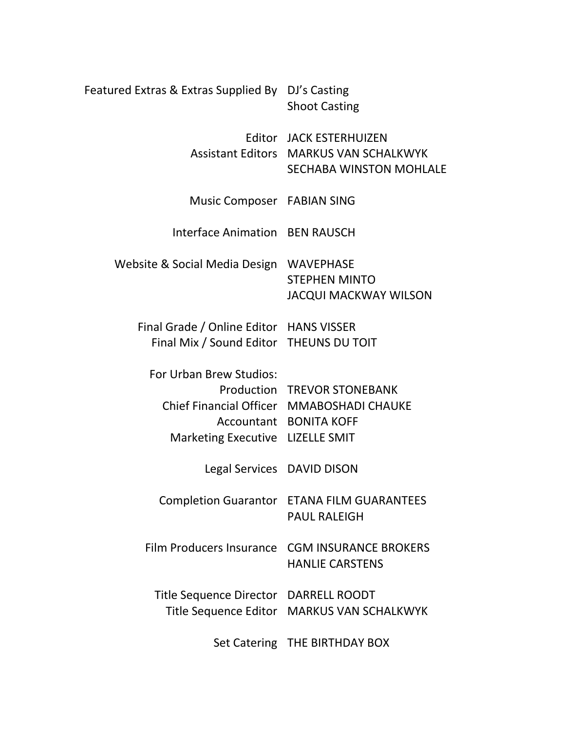Featured Extras & Extras Supplied By DJ's Casting
Shoot Casting

Editor JACK ESTERHUIZEN
Assistant Editors MARKUS VAN SCHALKWYK
SECHABA WINSTON MOHLALE

Music Composer FABIAN SING

Interface Animation BEN RAUSCH

Website & Social Media Design WAVEPHASE
STEPHEN MINTO
JACQUI MACKWAY WILSON

Final Grade / Online Editor HANS VISSER
Final Mix / Sound Editor THEUNS DU TOIT

For Urban Brew Studios:
Production TREVOR STONEBANK
Chief Financial Officer MMABOSHADI CHAUKE
Accountant BONITA KOFF
Marketing Executive LIZELLE SMIT

Legal Services DAVID DISON

Completion Guarantor ETANA FILM GUARANTEES
PAUL RALEIGH

Film Producers Insurance CGM INSURANCE BROKERS
HANLIE CARSTENS

Title Sequence Director DARRELL ROODT
Title Sequence Editor MARKUS VAN SCHALKWYK

Set Catering THE BIRTHDAY BOX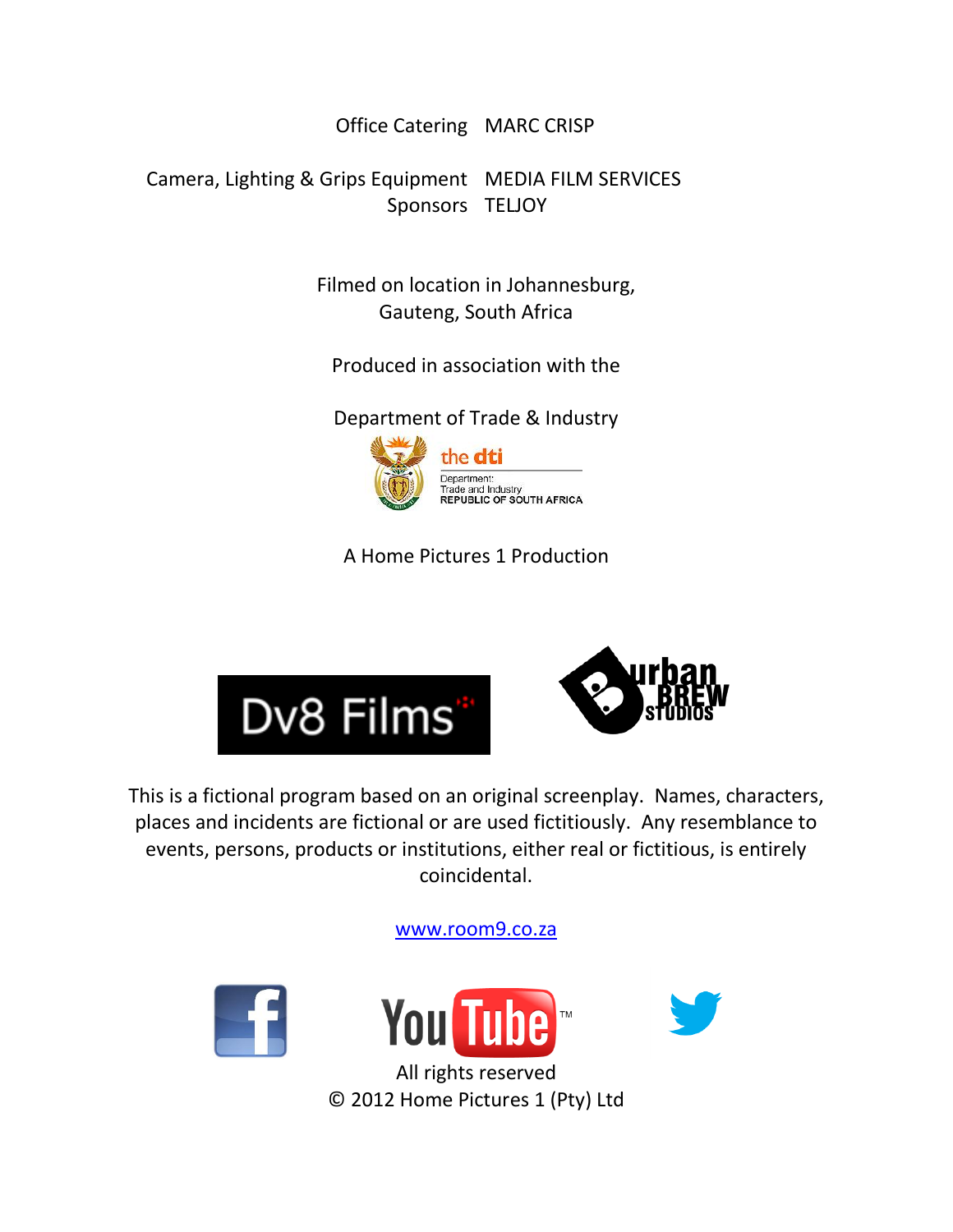Office Catering MARC CRISP

Camera, Lighting & Grips Equipment MEDIA FILM SERVICES
Sponsors TELJOY

Filmed on location in Johannesburg,
Gauteng, South Africa

Produced in association with the

Department of Trade & Industry

the dti
Department:
Trade and Industry
REPUBLIC OF SOUTH AFRICA

A Home Pictures 1 Production

Dv8 Films

Urban BREW STUDIOS

This is a fictional program based on an original screenplay. Names, characters, places and incidents are fictional or are used fictitiously. Any resemblance to events, persons, products or institutions, either real or fictitious, is entirely coincidental.

www.room9.co.za

All rights reserved
© 2012 Home Pictures 1 (Pty) Ltd